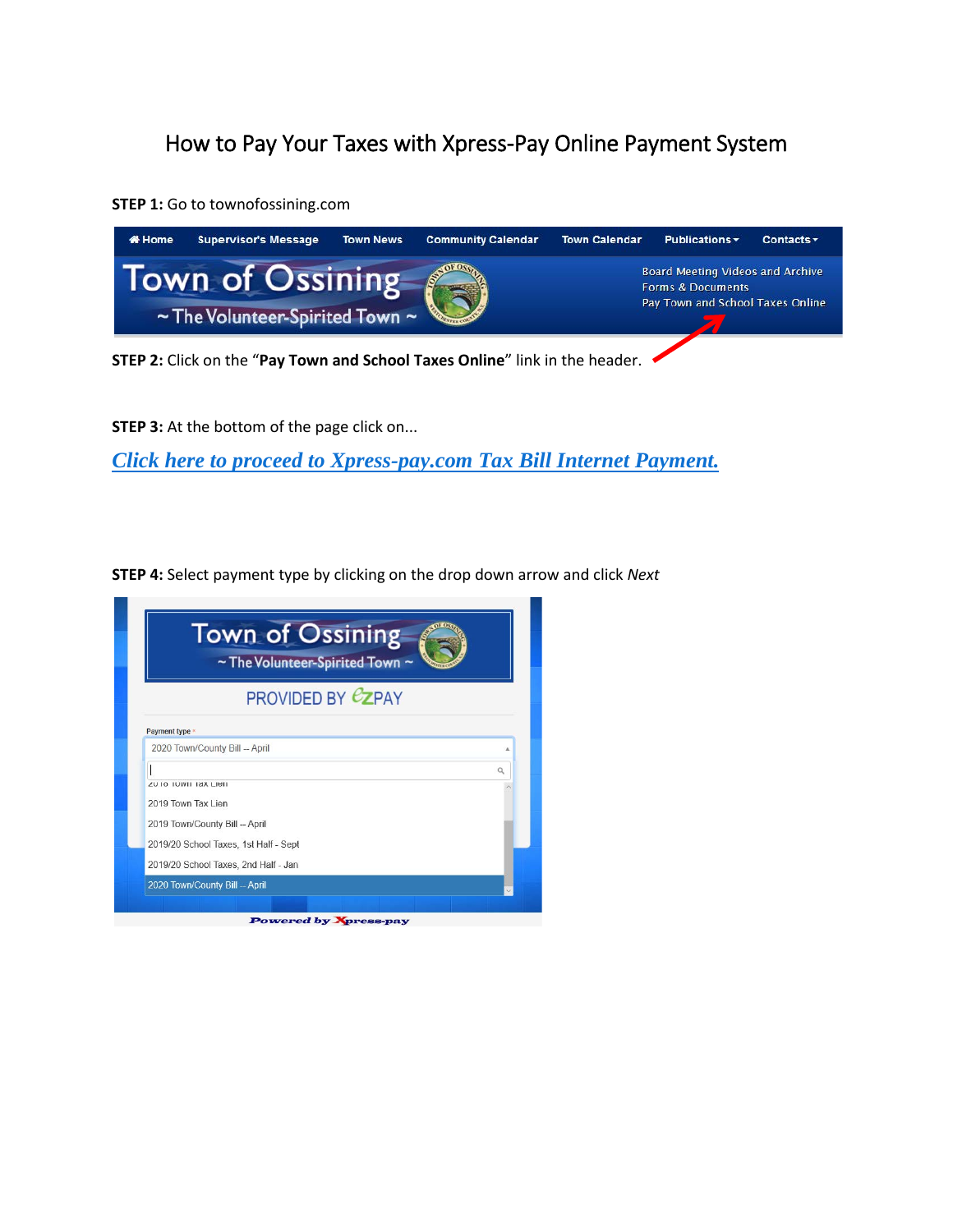# How to Pay Your Taxes with Xpress-Pay Online Payment System

**STEP 1:** Go to townofossining.com

**STEP 2:** Click on the "**Pay Town and School Taxes Online**" link in the header.

**STEP 3:** At the bottom of the page click on...

***Click here to proceed to Xpress-pay.com Tax Bill Internet Payment.***

**STEP 4:** Select payment type by clicking on the drop down arrow and click *Next*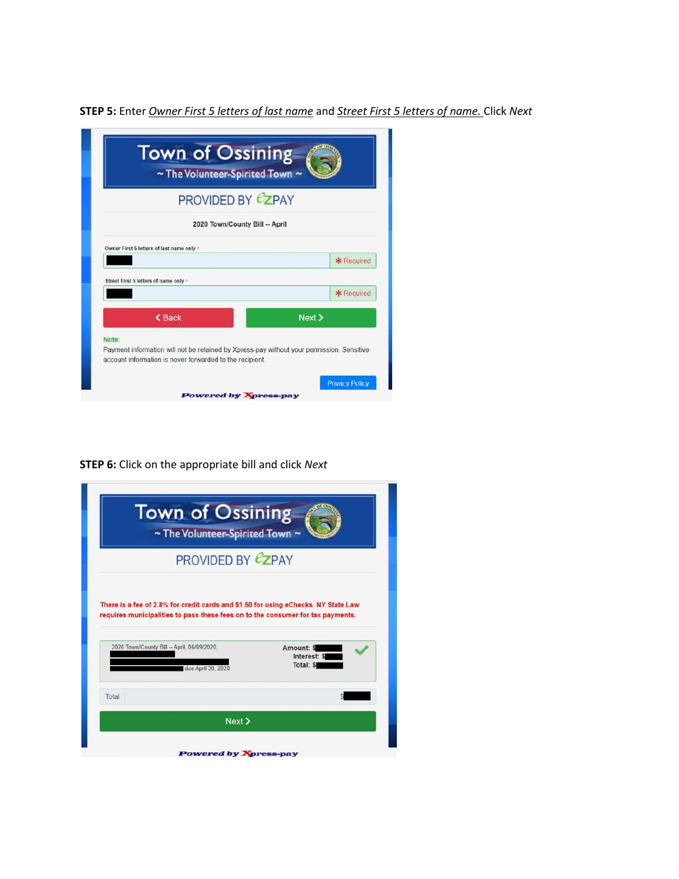**STEP 5:** Enter *Owner First 5 letters of last name* and *Street First 5 letters of name.* Click *Next*

Town of Ossining
~ The Volunteer-Spirited Town ~

PROVIDED BY EZPAY

2020 Town/County Bill -- April

Owner First 5 letters of last name only *

Required

Street First 5 letters of name only *

Required

Back | Next

Note:
Payment information will not be retained by Xpress-pay without your permission. Sensitive account information is never forwarded to the recipient.

Privacy Policy

Powered by Xpress-pay

**STEP 6:** Click on the appropriate bill and click *Next*

Town of Ossining
~ The Volunteer-Spirited Town ~

PROVIDED BY EZPAY

There is a fee of 2.8% for credit cards and $1.50 for using eChecks. NY State Law requires municipalities to pass these fees on to the consumer for tax payments.

2020 Town/County Bill -- April, 06/09/2020, due April 30, 2020

Amount: $
Interest: $
Total: $

Total $

Next

Powered by Xpress-pay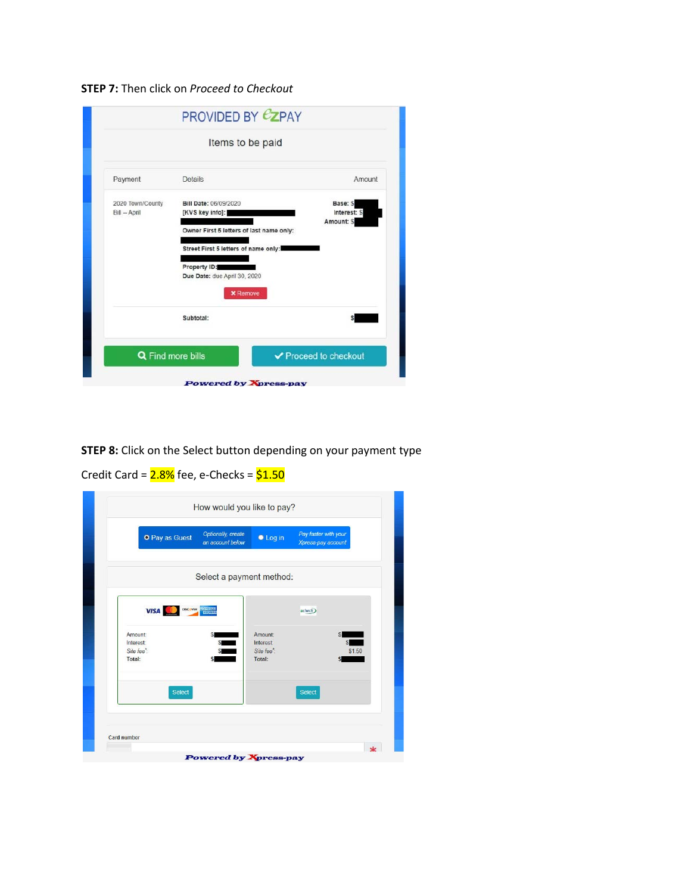**STEP 7:** Then click on *Proceed to Checkout*

PROVIDED BY EZPAY

Items to be paid

| Payment | Details | Amount |
| --- | --- | --- |
| 2020 Town/County Bill – April | **Bill Date:** 06/09/2020<br>**[KVS key info]:**<br>**Owner First 5 letters of last name only:**<br>**Street First 5 letters of name only:**<br>**Property ID:**<br>**Due Date:** due April 30, 2020 | **Base:** $<br>**Interest:** $<br>**Amount:** $ |
| | **Subtotal:** | $ |

✖ Remove

Find more bills | ✔ Proceed to checkout

*Powered by Xpress-pay*

**STEP 8:** Click on the Select button depending on your payment type

Credit Card = 2.8% fee, e-Checks = $1.50

How would you like to pay?

- Pay as Guest — *Optionally, create an account below*
- Log in — *Pay faster with your Xpress-pay account*

Select a payment method:

| VISA / Mastercard / Discover / American Express | | echeck | |
| --- | --- | --- | --- |
| Amount: | $ | Amount: | $ |
| Interest: | $ | Interest: | $ |
| *Site fee\*:* | $ | *Site fee\*:* | $1.50 |
| Total: | $ | Total: | $ |
| Select | | Select | |

Card number *

*Powered by Xpress-pay*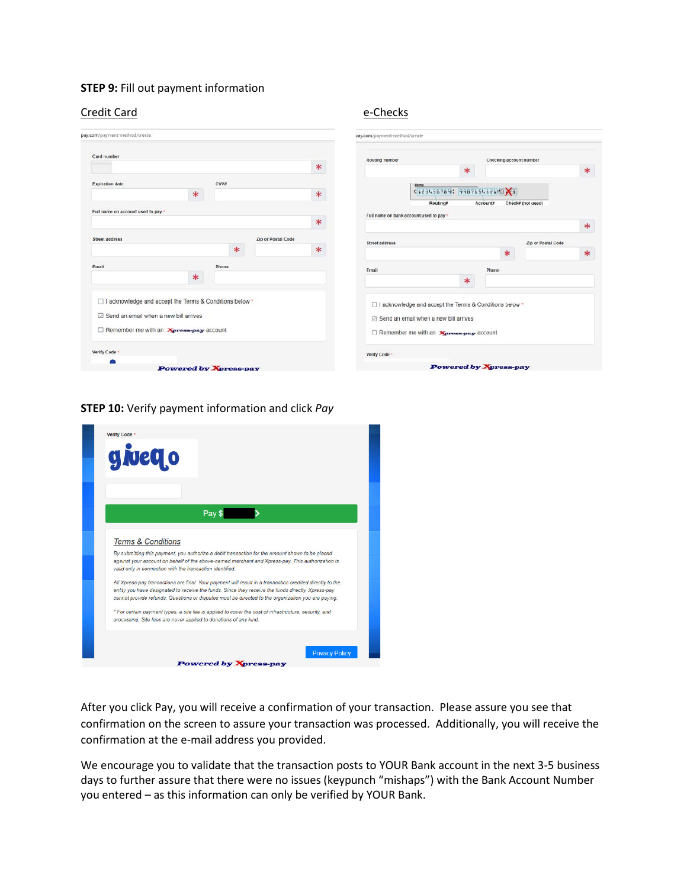**STEP 9:** Fill out payment information

Credit Card

pay.com/payment-method/create

Card number

Expiration date

CVV#

Full name on account used to pay *

Street address

Zip or Postal Code

Email

Phone

☐ I acknowledge and accept the Terms & Conditions below *

☑ Send an email when a new bill arrives

☐ Remember me with an Xpress-pay account

Verify Code *

Powered by Xpress-pay

e-Checks

pay.com/payment-method/create

Routing number

Checking account number

Routing# Account# Check# (not used)

Full name on bank account used to pay *

Street address

Zip or Postal Code

Email

Phone

☐ I acknowledge and accept the Terms & Conditions below *

☑ Send an email when a new bill arrives

☐ Remember me with an Xpress-pay account

Verify Code *

Powered by Xpress-pay

**STEP 10:** Verify payment information and click *Pay*

Verify Code *

Pay $

*Terms & Conditions*

*By submitting this payment, you authorize a debit transaction for the amount shown to be placed against your account on behalf of the above-named merchant and Xpress-pay. This authorization is valid only in connection with the transaction identified.*

*All Xpress-pay transactions are final. Your payment will result in a transaction credited directly to the entity you have designated to receive the funds. Since they receive the funds directly, Xpress-pay cannot provide refunds. Questions or disputes must be directed to the organization you are paying.*

*\* For certain payment types, a site fee is applied to cover the cost of infrastructure, security, and processing. Site fees are never applied to donations of any kind.*

Privacy Policy

Powered by Xpress-pay

After you click Pay, you will receive a confirmation of your transaction. Please assure you see that confirmation on the screen to assure your transaction was processed. Additionally, you will receive the confirmation at the e-mail address you provided.

We encourage you to validate that the transaction posts to YOUR Bank account in the next 3-5 business days to further assure that there were no issues (keypunch "mishaps") with the Bank Account Number you entered – as this information can only be verified by YOUR Bank.